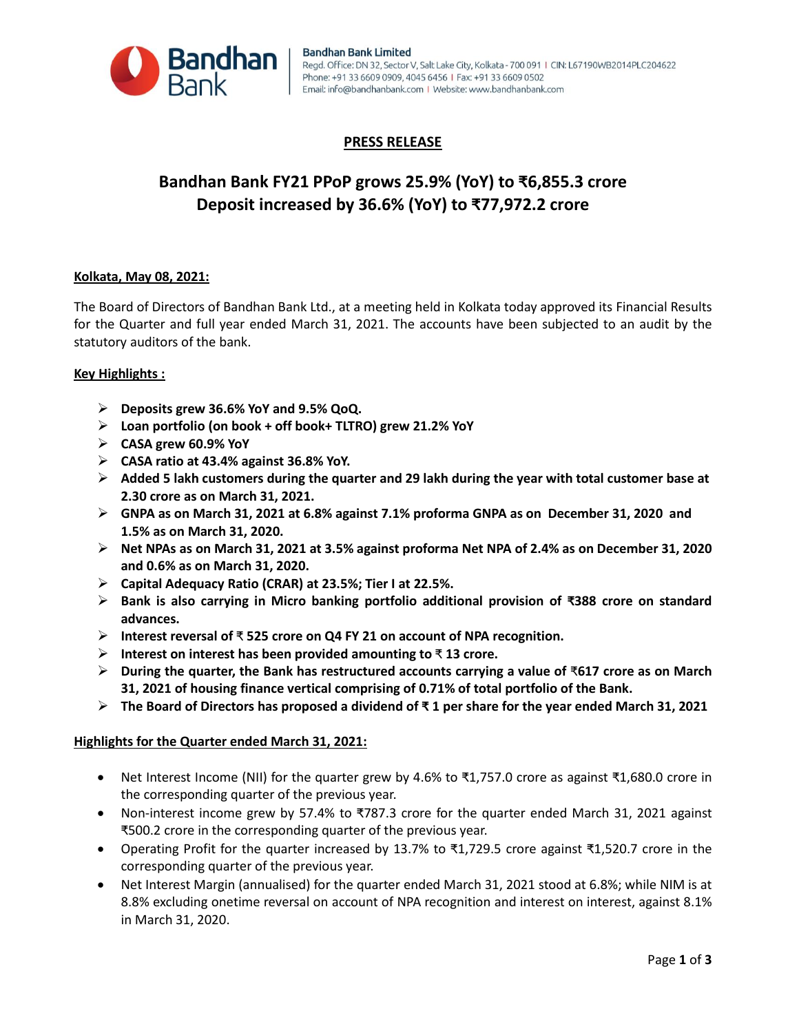Bandhan Bank Limited
Regd. Office: DN 32, Sector V, Salt Lake City, Kolkata - 700 091 | CIN: L67190WB2014PLC204622
Phone: +91 33 6609 0909, 4045 6456 | Fax: +91 33 6609 0502
Email: info@bandhanbank.com | Website: www.bandhanbank.com

# PRESS RELEASE

## Bandhan Bank FY21 PPoP grows 25.9% (YoY) to ₹6,855.3 crore
## Deposit increased by 36.6% (YoY) to ₹77,972.2 crore

**Kolkata, May 08, 2021:**

The Board of Directors of Bandhan Bank Ltd., at a meeting held in Kolkata today approved its Financial Results for the Quarter and full year ended March 31, 2021. The accounts have been subjected to an audit by the statutory auditors of the bank.

**Key Highlights :**

- **Deposits grew 36.6% YoY and 9.5% QoQ.**
- **Loan portfolio (on book + off book+ TLTRO) grew 21.2% YoY**
- **CASA grew 60.9% YoY**
- **CASA ratio at 43.4% against 36.8% YoY.**
- **Added 5 lakh customers during the quarter and 29 lakh during the year with total customer base at 2.30 crore as on March 31, 2021.**
- **GNPA as on March 31, 2021 at 6.8% against 7.1% proforma GNPA as on December 31, 2020 and 1.5% as on March 31, 2020.**
- **Net NPAs as on March 31, 2021 at 3.5% against proforma Net NPA of 2.4% as on December 31, 2020 and 0.6% as on March 31, 2020.**
- **Capital Adequacy Ratio (CRAR) at 23.5%; Tier I at 22.5%.**
- **Bank is also carrying in Micro banking portfolio additional provision of ₹388 crore on standard advances.**
- **Interest reversal of ₹ 525 crore on Q4 FY 21 on account of NPA recognition.**
- **Interest on interest has been provided amounting to ₹ 13 crore.**
- **During the quarter, the Bank has restructured accounts carrying a value of ₹617 crore as on March 31, 2021 of housing finance vertical comprising of 0.71% of total portfolio of the Bank.**
- **The Board of Directors has proposed a dividend of ₹ 1 per share for the year ended March 31, 2021**

**Highlights for the Quarter ended March 31, 2021:**

- Net Interest Income (NII) for the quarter grew by 4.6% to ₹1,757.0 crore as against ₹1,680.0 crore in the corresponding quarter of the previous year.
- Non-interest income grew by 57.4% to ₹787.3 crore for the quarter ended March 31, 2021 against ₹500.2 crore in the corresponding quarter of the previous year.
- Operating Profit for the quarter increased by 13.7% to ₹1,729.5 crore against ₹1,520.7 crore in the corresponding quarter of the previous year.
- Net Interest Margin (annualised) for the quarter ended March 31, 2021 stood at 6.8%; while NIM is at 8.8% excluding onetime reversal on account of NPA recognition and interest on interest, against 8.1% in March 31, 2020.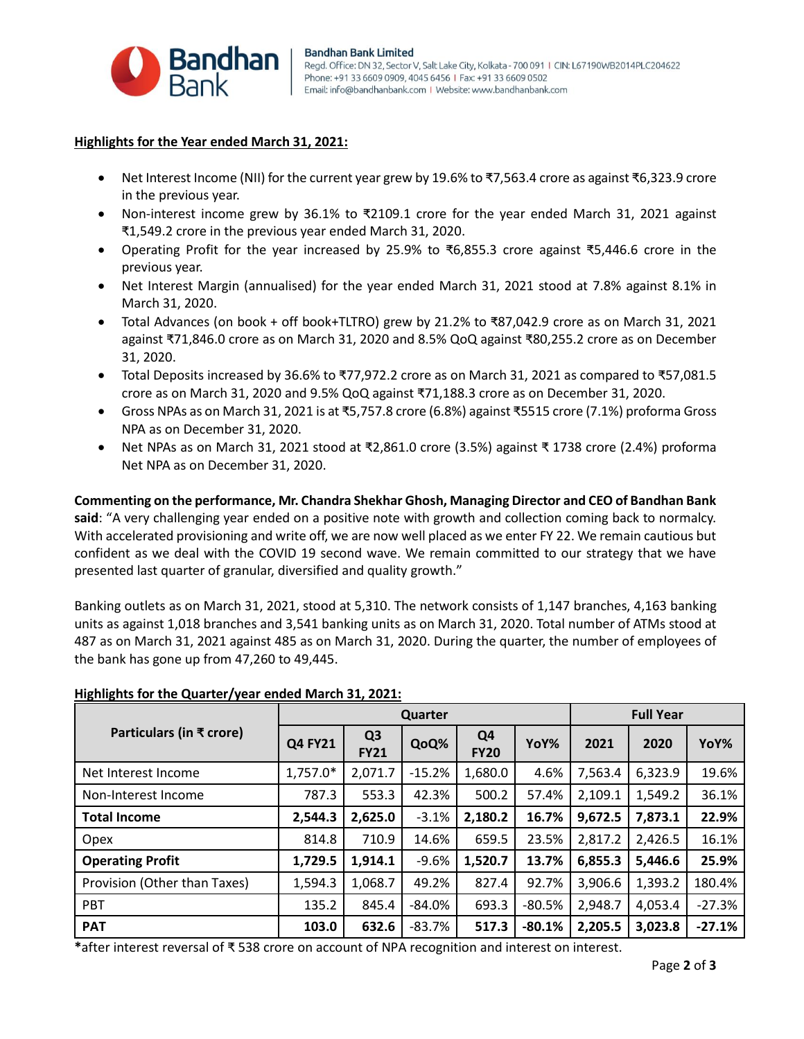**Highlights for the Year ended March 31, 2021:**

- Net Interest Income (NII) for the current year grew by 19.6% to ₹7,563.4 crore as against ₹6,323.9 crore in the previous year.
- Non-interest income grew by 36.1% to ₹2109.1 crore for the year ended March 31, 2021 against ₹1,549.2 crore in the previous year ended March 31, 2020.
- Operating Profit for the year increased by 25.9% to ₹6,855.3 crore against ₹5,446.6 crore in the previous year.
- Net Interest Margin (annualised) for the year ended March 31, 2021 stood at 7.8% against 8.1% in March 31, 2020.
- Total Advances (on book + off book+TLTRO) grew by 21.2% to ₹87,042.9 crore as on March 31, 2021 against ₹71,846.0 crore as on March 31, 2020 and 8.5% QoQ against ₹80,255.2 crore as on December 31, 2020.
- Total Deposits increased by 36.6% to ₹77,972.2 crore as on March 31, 2021 as compared to ₹57,081.5 crore as on March 31, 2020 and 9.5% QoQ against ₹71,188.3 crore as on December 31, 2020.
- Gross NPAs as on March 31, 2021 is at ₹5,757.8 crore (6.8%) against ₹5515 crore (7.1%) proforma Gross NPA as on December 31, 2020.
- Net NPAs as on March 31, 2021 stood at ₹2,861.0 crore (3.5%) against ₹ 1738 crore (2.4%) proforma Net NPA as on December 31, 2020.

**Commenting on the performance, Mr. Chandra Shekhar Ghosh, Managing Director and CEO of Bandhan Bank said**: "A very challenging year ended on a positive note with growth and collection coming back to normalcy. With accelerated provisioning and write off, we are now well placed as we enter FY 22. We remain cautious but confident as we deal with the COVID 19 second wave. We remain committed to our strategy that we have presented last quarter of granular, diversified and quality growth."

Banking outlets as on March 31, 2021, stood at 5,310. The network consists of 1,147 branches, 4,163 banking units as against 1,018 branches and 3,541 banking units as on March 31, 2020. Total number of ATMs stood at 487 as on March 31, 2021 against 485 as on March 31, 2020. During the quarter, the number of employees of the bank has gone up from 47,260 to 49,445.

**Highlights for the Quarter/year ended March 31, 2021:**

| Particulars (in ₹ crore) | Quarter | | | | | Full Year | | |
|---|---|---|---|---|---|---|---|---|
| | Q4 FY21 | Q3 FY21 | QoQ% | Q4 FY20 | YoY% | 2021 | 2020 | YoY% |
| Net Interest Income | 1,757.0* | 2,071.7 | -15.2% | 1,680.0 | 4.6% | 7,563.4 | 6,323.9 | 19.6% |
| Non-Interest Income | 787.3 | 553.3 | 42.3% | 500.2 | 57.4% | 2,109.1 | 1,549.2 | 36.1% |
| **Total Income** | **2,544.3** | **2,625.0** | -3.1% | **2,180.2** | **16.7%** | **9,672.5** | **7,873.1** | **22.9%** |
| Opex | 814.8 | 710.9 | 14.6% | 659.5 | 23.5% | 2,817.2 | 2,426.5 | 16.1% |
| **Operating Profit** | **1,729.5** | **1,914.1** | -9.6% | **1,520.7** | **13.7%** | **6,855.3** | **5,446.6** | **25.9%** |
| Provision (Other than Taxes) | 1,594.3 | 1,068.7 | 49.2% | 827.4 | 92.7% | 3,906.6 | 1,393.2 | 180.4% |
| PBT | 135.2 | 845.4 | -84.0% | 693.3 | -80.5% | 2,948.7 | 4,053.4 | -27.3% |
| **PAT** | **103.0** | **632.6** | -83.7% | **517.3** | **-80.1%** | **2,205.5** | **3,023.8** | **-27.1%** |

***after interest reversal of ₹ 538 crore on account of NPA recognition and interest on interest.**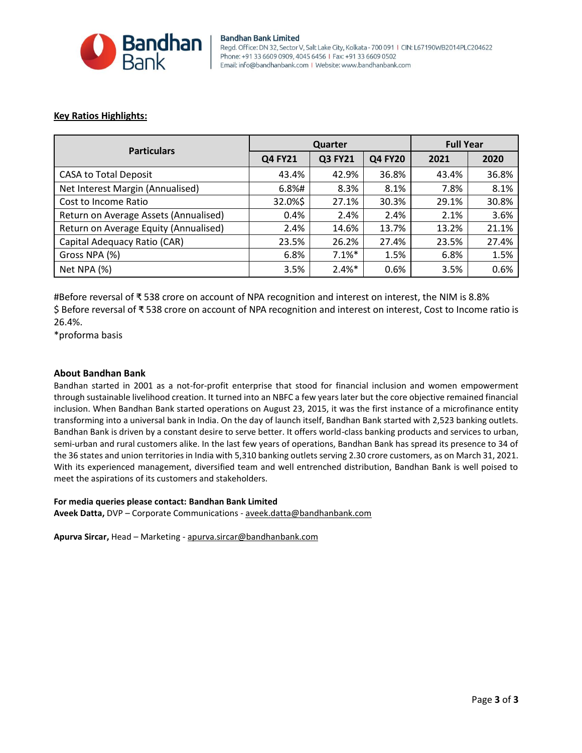**Key Ratios Highlights:**

| Particulars | Quarter | | | Full Year | |
|---|---|---|---|---|---|
| | Q4 FY21 | Q3 FY21 | Q4 FY20 | 2021 | 2020 |
| CASA to Total Deposit | 43.4% | 42.9% | 36.8% | 43.4% | 36.8% |
| Net Interest Margin (Annualised) | 6.8%# | 8.3% | 8.1% | 7.8% | 8.1% |
| Cost to Income Ratio | 32.0%$ | 27.1% | 30.3% | 29.1% | 30.8% |
| Return on Average Assets (Annualised) | 0.4% | 2.4% | 2.4% | 2.1% | 3.6% |
| Return on Average Equity (Annualised) | 2.4% | 14.6% | 13.7% | 13.2% | 21.1% |
| Capital Adequacy Ratio (CAR) | 23.5% | 26.2% | 27.4% | 23.5% | 27.4% |
| Gross NPA (%) | 6.8% | 7.1%* | 1.5% | 6.8% | 1.5% |
| Net NPA (%) | 3.5% | 2.4%* | 0.6% | 3.5% | 0.6% |

#Before reversal of ₹ 538 crore on account of NPA recognition and interest on interest, the NIM is 8.8%
$ Before reversal of ₹ 538 crore on account of NPA recognition and interest on interest, Cost to Income ratio is 26.4%.
*proforma basis

**About Bandhan Bank**

Bandhan started in 2001 as a not-for-profit enterprise that stood for financial inclusion and women empowerment through sustainable livelihood creation. It turned into an NBFC a few years later but the core objective remained financial inclusion. When Bandhan Bank started operations on August 23, 2015, it was the first instance of a microfinance entity transforming into a universal bank in India. On the day of launch itself, Bandhan Bank started with 2,523 banking outlets. Bandhan Bank is driven by a constant desire to serve better. It offers world-class banking products and services to urban, semi-urban and rural customers alike. In the last few years of operations, Bandhan Bank has spread its presence to 34 of the 36 states and union territories in India with 5,310 banking outlets serving 2.30 crore customers, as on March 31, 2021. With its experienced management, diversified team and well entrenched distribution, Bandhan Bank is well poised to meet the aspirations of its customers and stakeholders.

**For media queries please contact: Bandhan Bank Limited**
**Aveek Datta,** DVP – Corporate Communications - aveek.datta@bandhanbank.com

**Apurva Sircar,** Head – Marketing - apurva.sircar@bandhanbank.com